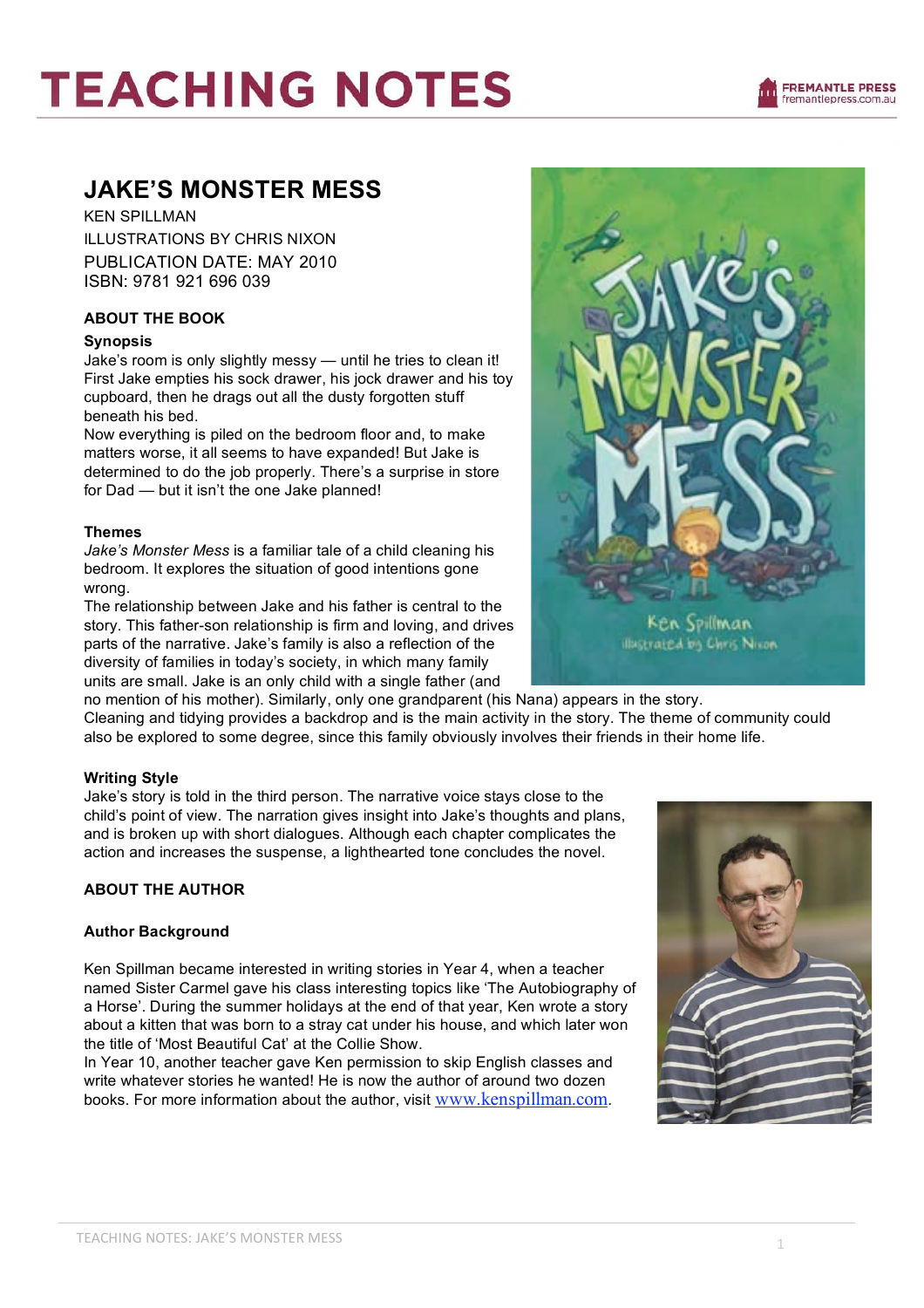# TEACHING NOTES

## JAKE'S MONSTER MESS

KEN SPILLMAN

ILLUSTRATIONS BY CHRIS NIXON

PUBLICATION DATE: MAY 2010

ISBN: 9781 921 696 039

### ABOUT THE BOOK

**Synopsis**

Jake's room is only slightly messy — until he tries to clean it! First Jake empties his sock drawer, his jock drawer and his toy cupboard, then he drags out all the dusty forgotten stuff beneath his bed.

Now everything is piled on the bedroom floor and, to make matters worse, it all seems to have expanded! But Jake is determined to do the job properly. There's a surprise in store for Dad — but it isn't the one Jake planned!

**Themes**

*Jake's Monster Mess* is a familiar tale of a child cleaning his bedroom. It explores the situation of good intentions gone wrong.

The relationship between Jake and his father is central to the story. This father-son relationship is firm and loving, and drives parts of the narrative. Jake's family is also a reflection of the diversity of families in today's society, in which many family units are small. Jake is an only child with a single father (and no mention of his mother). Similarly, only one grandparent (his Nana) appears in the story.

Cleaning and tidying provides a backdrop and is the main activity in the story. The theme of community could also be explored to some degree, since this family obviously involves their friends in their home life.

**Writing Style**

Jake's story is told in the third person. The narrative voice stays close to the child's point of view. The narration gives insight into Jake's thoughts and plans, and is broken up with short dialogues. Although each chapter complicates the action and increases the suspense, a lighthearted tone concludes the novel.

### ABOUT THE AUTHOR

**Author Background**

Ken Spillman became interested in writing stories in Year 4, when a teacher named Sister Carmel gave his class interesting topics like 'The Autobiography of a Horse'. During the summer holidays at the end of that year, Ken wrote a story about a kitten that was born to a stray cat under his house, and which later won the title of 'Most Beautiful Cat' at the Collie Show.

In Year 10, another teacher gave Ken permission to skip English classes and write whatever stories he wanted! He is now the author of around two dozen books. For more information about the author, visit www.kenspillman.com.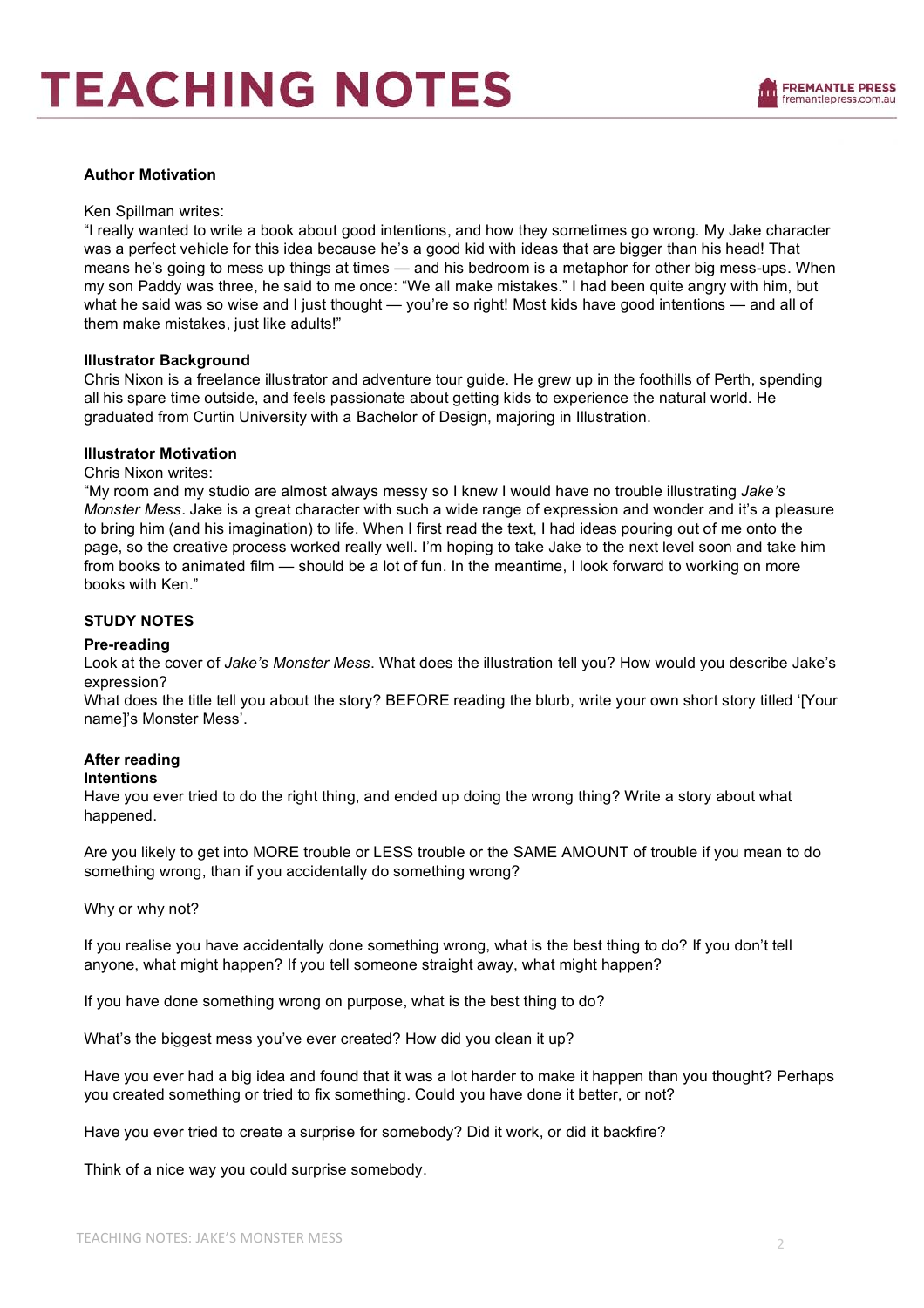**Author Motivation**

Ken Spillman writes:
"I really wanted to write a book about good intentions, and how they sometimes go wrong. My Jake character was a perfect vehicle for this idea because he's a good kid with ideas that are bigger than his head! That means he's going to mess up things at times — and his bedroom is a metaphor for other big mess-ups. When my son Paddy was three, he said to me once: "We all make mistakes." I had been quite angry with him, but what he said was so wise and I just thought — you're so right! Most kids have good intentions — and all of them make mistakes, just like adults!"

**Illustrator Background**

Chris Nixon is a freelance illustrator and adventure tour guide. He grew up in the foothills of Perth, spending all his spare time outside, and feels passionate about getting kids to experience the natural world. He graduated from Curtin University with a Bachelor of Design, majoring in Illustration.

**Illustrator Motivation**

Chris Nixon writes:
"My room and my studio are almost always messy so I knew I would have no trouble illustrating *Jake's Monster Mess*. Jake is a great character with such a wide range of expression and wonder and it's a pleasure to bring him (and his imagination) to life. When I first read the text, I had ideas pouring out of me onto the page, so the creative process worked really well. I'm hoping to take Jake to the next level soon and take him from books to animated film — should be a lot of fun. In the meantime, I look forward to working on more books with Ken."

**STUDY NOTES**

**Pre-reading**

Look at the cover of *Jake's Monster Mess*. What does the illustration tell you? How would you describe Jake's expression?
What does the title tell you about the story? BEFORE reading the blurb, write your own short story titled '[Your name]'s Monster Mess'.

**After reading**

**Intentions**

Have you ever tried to do the right thing, and ended up doing the wrong thing? Write a story about what happened.

Are you likely to get into MORE trouble or LESS trouble or the SAME AMOUNT of trouble if you mean to do something wrong, than if you accidentally do something wrong?

Why or why not?

If you realise you have accidentally done something wrong, what is the best thing to do? If you don't tell anyone, what might happen? If you tell someone straight away, what might happen?

If you have done something wrong on purpose, what is the best thing to do?

What's the biggest mess you've ever created? How did you clean it up?

Have you ever had a big idea and found that it was a lot harder to make it happen than you thought? Perhaps you created something or tried to fix something. Could you have done it better, or not?

Have you ever tried to create a surprise for somebody? Did it work, or did it backfire?

Think of a nice way you could surprise somebody.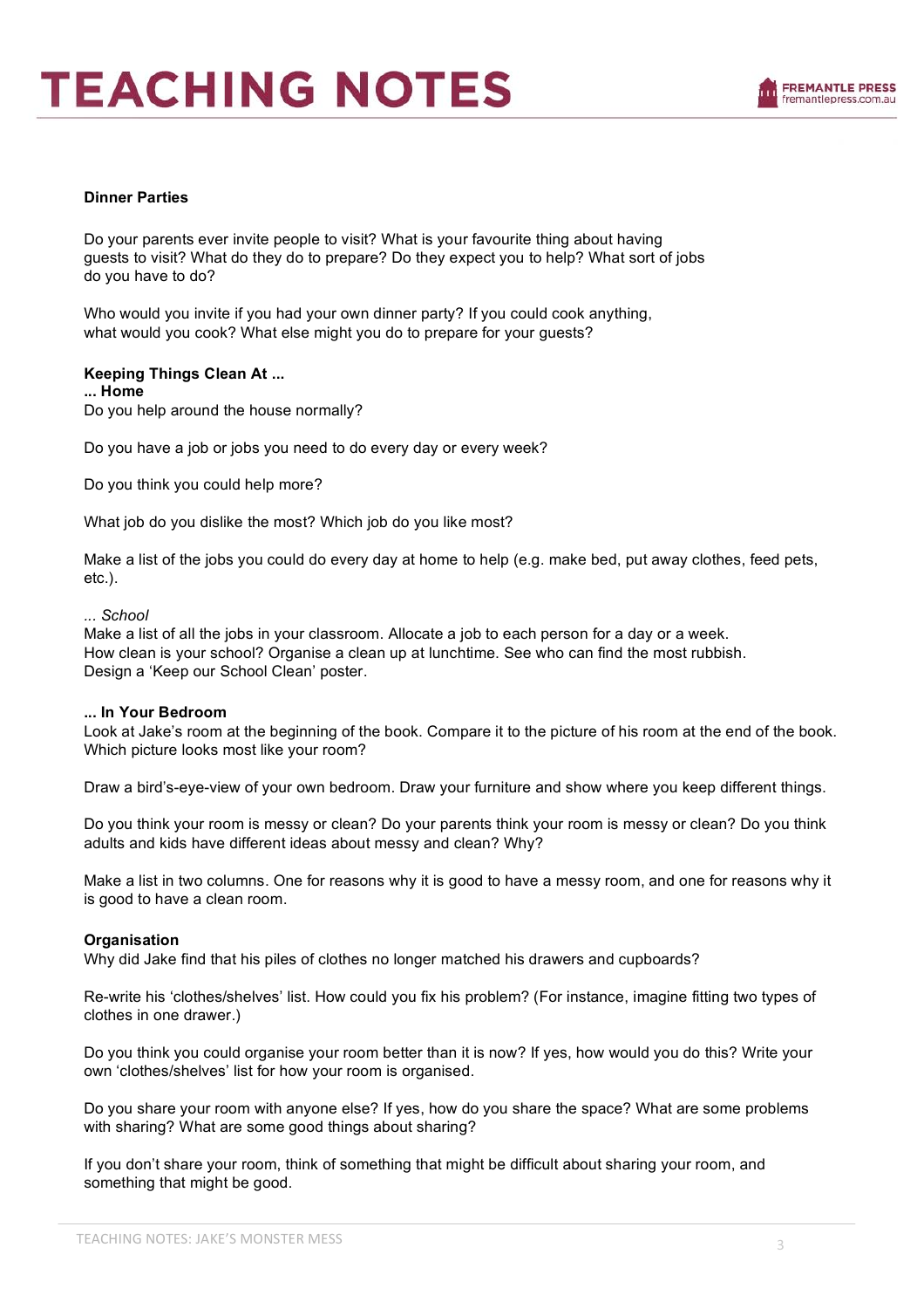**Dinner Parties**

Do your parents ever invite people to visit? What is your favourite thing about having guests to visit? What do they do to prepare? Do they expect you to help? What sort of jobs do you have to do?

Who would you invite if you had your own dinner party? If you could cook anything, what would you cook? What else might you do to prepare for your guests?

**Keeping Things Clean At ...**
**... Home**
Do you help around the house normally?

Do you have a job or jobs you need to do every day or every week?

Do you think you could help more?

What job do you dislike the most? Which job do you like most?

Make a list of the jobs you could do every day at home to help (e.g. make bed, put away clothes, feed pets, etc.).

*... School*
Make a list of all the jobs in your classroom. Allocate a job to each person for a day or a week.
How clean is your school? Organise a clean up at lunchtime. See who can find the most rubbish.
Design a 'Keep our School Clean' poster.

**... In Your Bedroom**
Look at Jake's room at the beginning of the book. Compare it to the picture of his room at the end of the book. Which picture looks most like your room?

Draw a bird's-eye-view of your own bedroom. Draw your furniture and show where you keep different things.

Do you think your room is messy or clean? Do your parents think your room is messy or clean? Do you think adults and kids have different ideas about messy and clean? Why?

Make a list in two columns. One for reasons why it is good to have a messy room, and one for reasons why it is good to have a clean room.

**Organisation**
Why did Jake find that his piles of clothes no longer matched his drawers and cupboards?

Re-write his 'clothes/shelves' list. How could you fix his problem? (For instance, imagine fitting two types of clothes in one drawer.)

Do you think you could organise your room better than it is now? If yes, how would you do this? Write your own 'clothes/shelves' list for how your room is organised.

Do you share your room with anyone else? If yes, how do you share the space? What are some problems with sharing? What are some good things about sharing?

If you don't share your room, think of something that might be difficult about sharing your room, and something that might be good.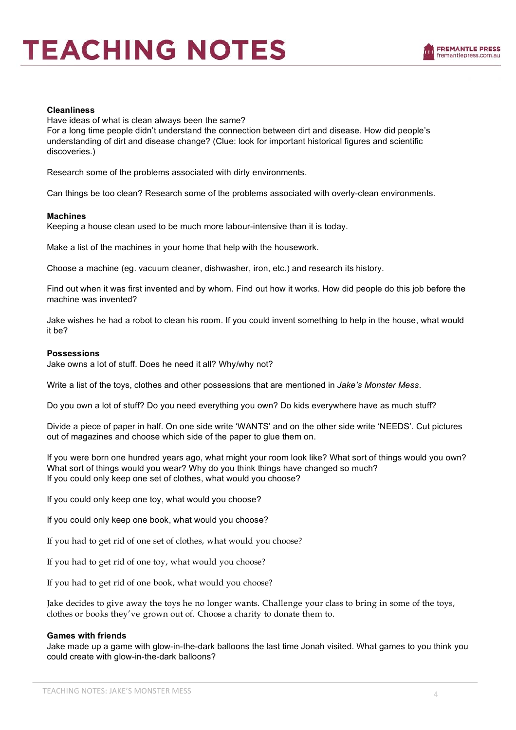**Cleanliness**

Have ideas of what is clean always been the same?
For a long time people didn't understand the connection between dirt and disease. How did people's understanding of dirt and disease change? (Clue: look for important historical figures and scientific discoveries.)

Research some of the problems associated with dirty environments.

Can things be too clean? Research some of the problems associated with overly-clean environments.

**Machines**

Keeping a house clean used to be much more labour-intensive than it is today.

Make a list of the machines in your home that help with the housework.

Choose a machine (eg. vacuum cleaner, dishwasher, iron, etc.) and research its history.

Find out when it was first invented and by whom. Find out how it works. How did people do this job before the machine was invented?

Jake wishes he had a robot to clean his room. If you could invent something to help in the house, what would it be?

**Possessions**

Jake owns a lot of stuff. Does he need it all? Why/why not?

Write a list of the toys, clothes and other possessions that are mentioned in *Jake's Monster Mess*.

Do you own a lot of stuff? Do you need everything you own? Do kids everywhere have as much stuff?

Divide a piece of paper in half. On one side write 'WANTS' and on the other side write 'NEEDS'. Cut pictures out of magazines and choose which side of the paper to glue them on.

If you were born one hundred years ago, what might your room look like? What sort of things would you own? What sort of things would you wear? Why do you think things have changed so much?
If you could only keep one set of clothes, what would you choose?

If you could only keep one toy, what would you choose?

If you could only keep one book, what would you choose?

If you had to get rid of one set of clothes, what would you choose?

If you had to get rid of one toy, what would you choose?

If you had to get rid of one book, what would you choose?

Jake decides to give away the toys he no longer wants. Challenge your class to bring in some of the toys, clothes or books they've grown out of. Choose a charity to donate them to.

**Games with friends**

Jake made up a game with glow-in-the-dark balloons the last time Jonah visited. What games to you think you could create with glow-in-the-dark balloons?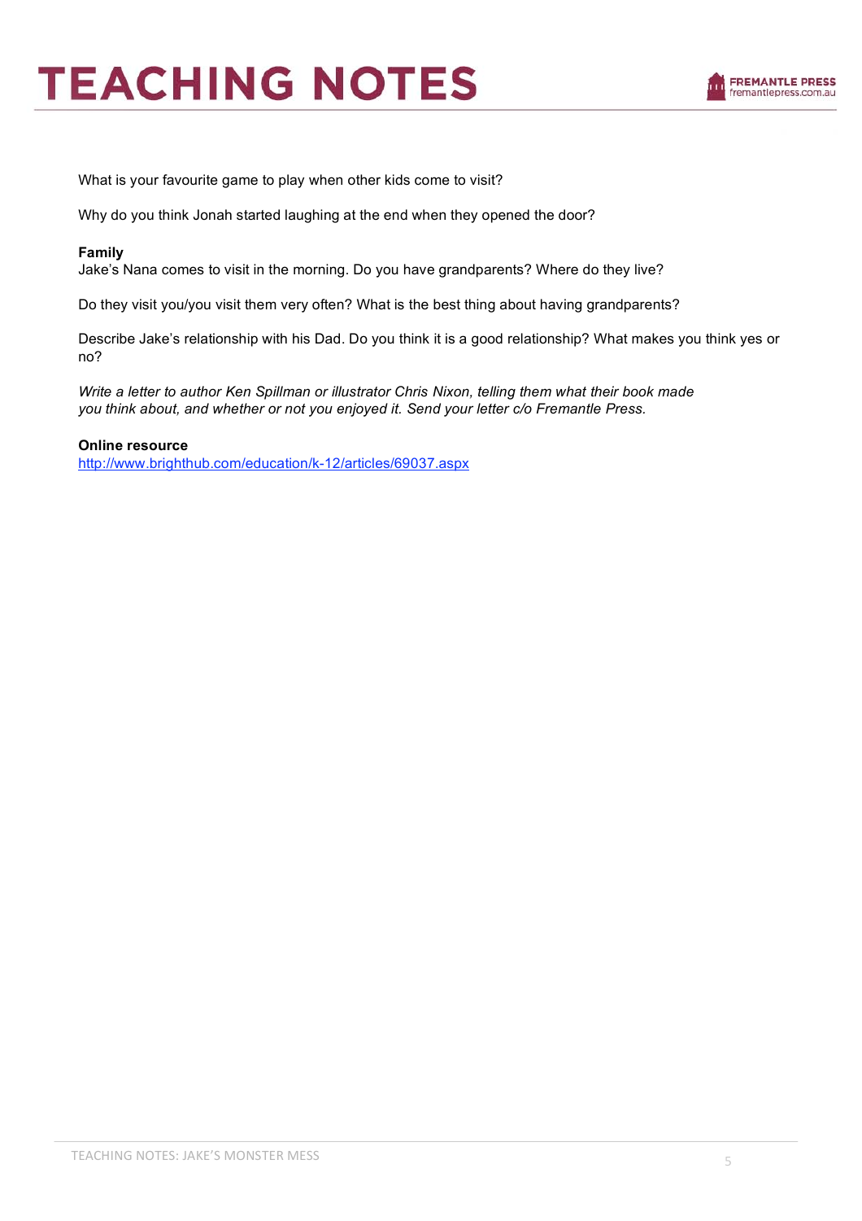What is your favourite game to play when other kids come to visit?

Why do you think Jonah started laughing at the end when they opened the door?

**Family**

Jake's Nana comes to visit in the morning. Do you have grandparents? Where do they live?

Do they visit you/you visit them very often? What is the best thing about having grandparents?

Describe Jake's relationship with his Dad. Do you think it is a good relationship? What makes you think yes or no?

*Write a letter to author Ken Spillman or illustrator Chris Nixon, telling them what their book made you think about, and whether or not you enjoyed it. Send your letter c/o Fremantle Press.*

**Online resource**

http://www.brighthub.com/education/k-12/articles/69037.aspx